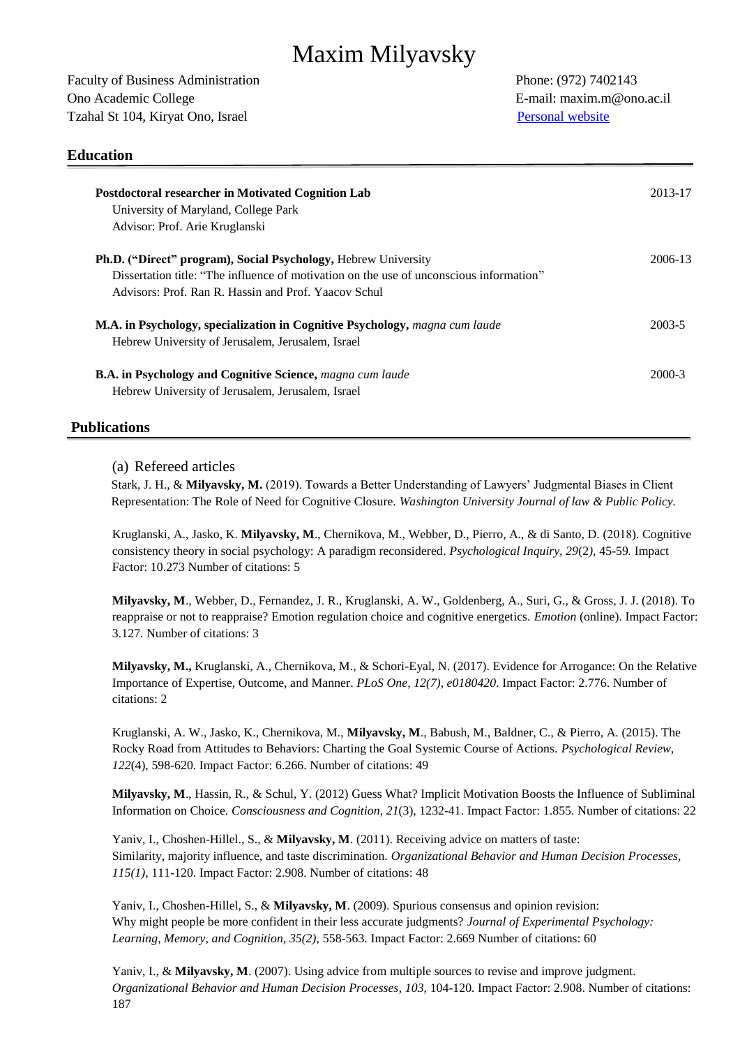# Maxim Milyavsky

Faculty of Business Administration
Ono Academic College
Tzahal St 104, Kiryat Ono, Israel

Phone: (972) 7402143
E-mail: maxim.m@ono.ac.il
Personal website

## Education

**Postdoctoral researcher in Motivated Cognition Lab** — 2013-17
University of Maryland, College Park
Advisor: Prof. Arie Kruglanski

**Ph.D. ("Direct" program), Social Psychology,** Hebrew University — 2006-13
Dissertation title: "The influence of motivation on the use of unconscious information"
Advisors: Prof. Ran R. Hassin and Prof. Yaacov Schul

**M.A. in Psychology, specialization in Cognitive Psychology,** *magna cum laude* — 2003-5
Hebrew University of Jerusalem, Jerusalem, Israel

**B.A. in Psychology and Cognitive Science,** *magna cum laude* — 2000-3
Hebrew University of Jerusalem, Jerusalem, Israel

## Publications

### (a) Refereed articles

Stark, J. H., & **Milyavsky, M.** (2019). Towards a Better Understanding of Lawyers' Judgmental Biases in Client Representation: The Role of Need for Cognitive Closure. *Washington University Journal of law & Public Policy.*

Kruglanski, A., Jasko, K. **Milyavsky, M**., Chernikova, M., Webber, D., Pierro, A., & di Santo, D. (2018). Cognitive consistency theory in social psychology: A paradigm reconsidered. *Psychological Inquiry, 29*(2*),* 45-59*.* Impact Factor: 10.273 Number of citations: 5

**Milyavsky, M**., Webber, D., Fernandez, J. R., Kruglanski, A. W., Goldenberg, A., Suri, G., & Gross, J. J. (2018). To reappraise or not to reappraise? Emotion regulation choice and cognitive energetics. *Emotion* (online). Impact Factor: 3.127. Number of citations: 3

**Milyavsky, M.,** Kruglanski, A., Chernikova, M., & Schori-Eyal, N. (2017). Evidence for Arrogance: On the Relative Importance of Expertise, Outcome, and Manner. *PLoS One, 12(7), e0180420*. Impact Factor: 2.776. Number of citations: 2

Kruglanski, A. W., Jasko, K., Chernikova, M., **Milyavsky, M**., Babush, M., Baldner, C., & Pierro, A. (2015). The Rocky Road from Attitudes to Behaviors: Charting the Goal Systemic Course of Actions. *Psychological Review, 122*(4), 598-620. Impact Factor: 6.266. Number of citations: 49

**Milyavsky, M**., Hassin, R., & Schul, Y. (2012) Guess What? Implicit Motivation Boosts the Influence of Subliminal Information on Choice. *Consciousness and Cognition, 21*(3), 1232-41. Impact Factor: 1.855. Number of citations: 22

Yaniv, I., Choshen-Hillel., S., & **Milyavsky, M**. (2011). Receiving advice on matters of taste: Similarity, majority influence, and taste discrimination. *Organizational Behavior and Human Decision Processes, 115(1),* 111-120. Impact Factor: 2.908. Number of citations: 48

Yaniv, I., Choshen-Hillel, S., & **Milyavsky, M**. (2009). Spurious consensus and opinion revision: Why might people be more confident in their less accurate judgments? *Journal of Experimental Psychology: Learning, Memory, and Cognition, 35(2),* 558-563*.* Impact Factor: 2.669 Number of citations: 60

Yaniv, I., & **Milyavsky, M**. (2007). Using advice from multiple sources to revise and improve judgment. *Organizational Behavior and Human Decision Processes, 103,* 104-120*.* Impact Factor: 2.908. Number of citations: 187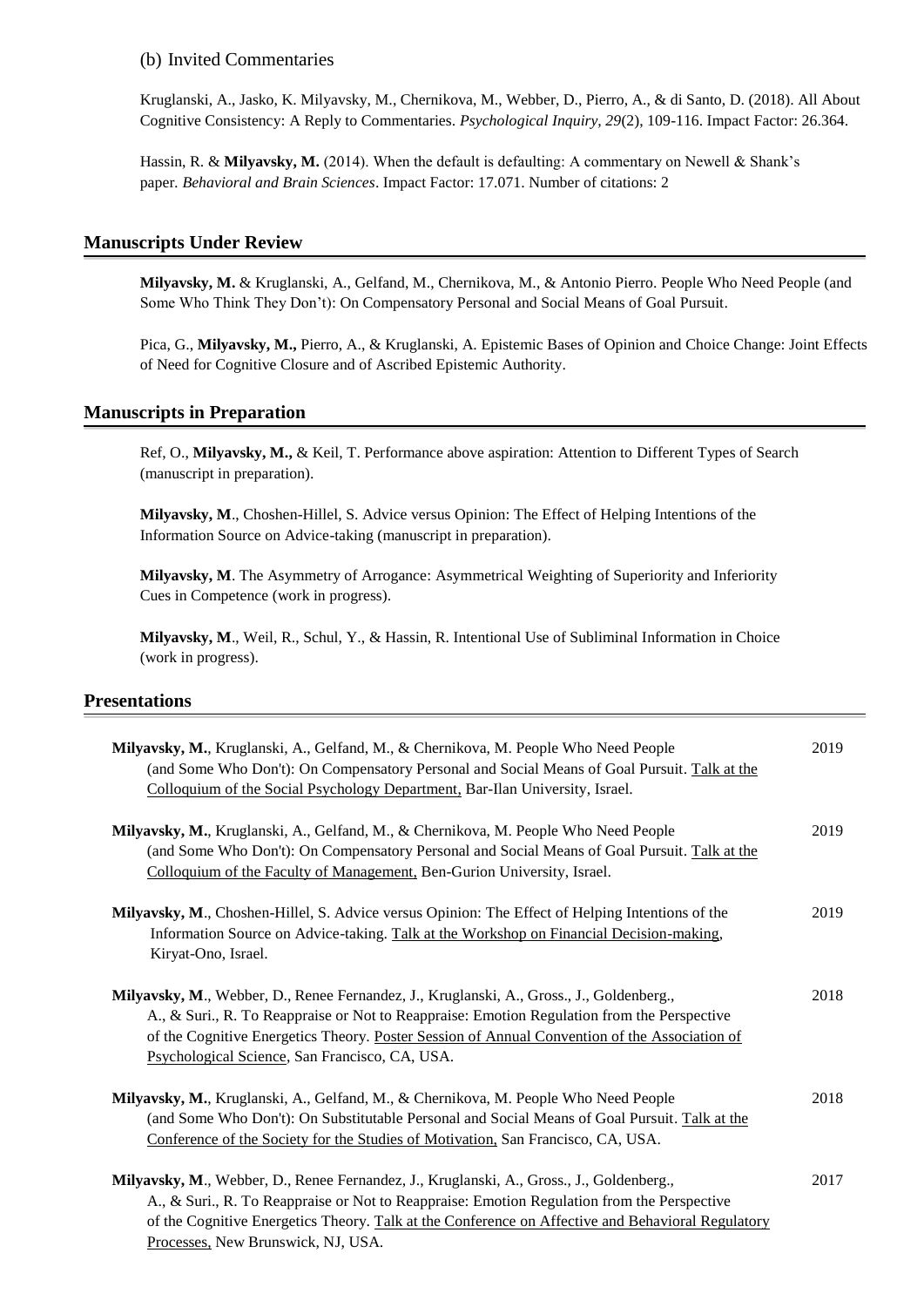(b) Invited Commentaries

Kruglanski, A., Jasko, K. Milyavsky, M., Chernikova, M., Webber, D., Pierro, A., & di Santo, D. (2018). All About Cognitive Consistency: A Reply to Commentaries. *Psychological Inquiry, 29*(2), 109-116. Impact Factor: 26.364.

Hassin, R. & **Milyavsky, M.** (2014). When the default is defaulting: A commentary on Newell & Shank's paper. *Behavioral and Brain Sciences*. Impact Factor: 17.071. Number of citations: 2

## Manuscripts Under Review

**Milyavsky, M.** & Kruglanski, A., Gelfand, M., Chernikova, M., & Antonio Pierro. People Who Need People (and Some Who Think They Don't): On Compensatory Personal and Social Means of Goal Pursuit.

Pica, G., **Milyavsky, M.,** Pierro, A., & Kruglanski, A. Epistemic Bases of Opinion and Choice Change: Joint Effects of Need for Cognitive Closure and of Ascribed Epistemic Authority.

## Manuscripts in Preparation

Ref, O., **Milyavsky, M.,** & Keil, T. Performance above aspiration: Attention to Different Types of Search (manuscript in preparation).

**Milyavsky, M**., Choshen-Hillel, S. Advice versus Opinion: The Effect of Helping Intentions of the Information Source on Advice-taking (manuscript in preparation).

**Milyavsky, M**. The Asymmetry of Arrogance: Asymmetrical Weighting of Superiority and Inferiority Cues in Competence (work in progress).

**Milyavsky, M**., Weil, R., Schul, Y., & Hassin, R. Intentional Use of Subliminal Information in Choice (work in progress).

## Presentations

**Milyavsky, M.**, Kruglanski, A., Gelfand, M., & Chernikova, M. People Who Need People (and Some Who Don't): On Compensatory Personal and Social Means of Goal Pursuit. Talk at the Colloquium of the Social Psychology Department, Bar-Ilan University, Israel. — 2019

**Milyavsky, M.**, Kruglanski, A., Gelfand, M., & Chernikova, M. People Who Need People (and Some Who Don't): On Compensatory Personal and Social Means of Goal Pursuit. Talk at the Colloquium of the Faculty of Management, Ben-Gurion University, Israel. — 2019

**Milyavsky, M**., Choshen-Hillel, S. Advice versus Opinion: The Effect of Helping Intentions of the Information Source on Advice-taking. Talk at the Workshop on Financial Decision-making, Kiryat-Ono, Israel. — 2019

**Milyavsky, M**., Webber, D., Renee Fernandez, J., Kruglanski, A., Gross., J., Goldenberg., A., & Suri., R. To Reappraise or Not to Reappraise: Emotion Regulation from the Perspective of the Cognitive Energetics Theory. Poster Session of Annual Convention of the Association of Psychological Science, San Francisco, CA, USA. — 2018

**Milyavsky, M.**, Kruglanski, A., Gelfand, M., & Chernikova, M. People Who Need People (and Some Who Don't): On Substitutable Personal and Social Means of Goal Pursuit. Talk at the Conference of the Society for the Studies of Motivation, San Francisco, CA, USA. — 2018

**Milyavsky, M**., Webber, D., Renee Fernandez, J., Kruglanski, A., Gross., J., Goldenberg., A., & Suri., R. To Reappraise or Not to Reappraise: Emotion Regulation from the Perspective of the Cognitive Energetics Theory. Talk at the Conference on Affective and Behavioral Regulatory Processes, New Brunswick, NJ, USA. — 2017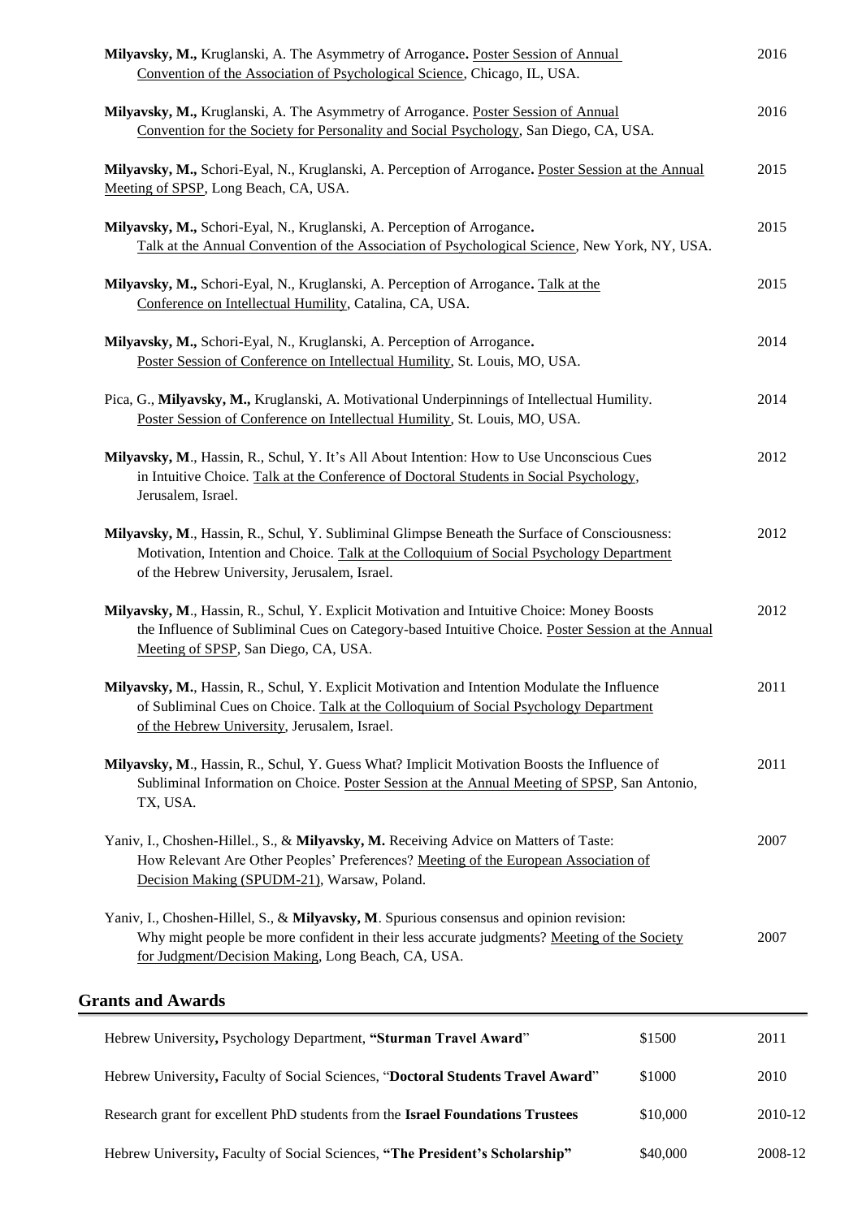**Milyavsky, M.,** Kruglanski, A. The Asymmetry of Arrogance**.** Poster Session of Annual Convention of the Association of Psychological Science, Chicago, IL, USA. 2016

**Milyavsky, M.,** Kruglanski, A. The Asymmetry of Arrogance. Poster Session of Annual Convention for the Society for Personality and Social Psychology, San Diego, CA, USA. 2016

**Milyavsky, M.,** Schori-Eyal, N., Kruglanski, A. Perception of Arrogance**.** Poster Session at the Annual Meeting of SPSP, Long Beach, CA, USA. 2015

**Milyavsky, M.,** Schori-Eyal, N., Kruglanski, A. Perception of Arrogance**.** Talk at the Annual Convention of the Association of Psychological Science, New York, NY, USA. 2015

**Milyavsky, M.,** Schori-Eyal, N., Kruglanski, A. Perception of Arrogance**.** Talk at the Conference on Intellectual Humility, Catalina, CA, USA. 2015

**Milyavsky, M.,** Schori-Eyal, N., Kruglanski, A. Perception of Arrogance**.** Poster Session of Conference on Intellectual Humility, St. Louis, MO, USA. 2014

Pica, G., **Milyavsky, M.,** Kruglanski, A. Motivational Underpinnings of Intellectual Humility. Poster Session of Conference on Intellectual Humility, St. Louis, MO, USA. 2014

**Milyavsky, M**., Hassin, R., Schul, Y. It's All About Intention: How to Use Unconscious Cues in Intuitive Choice. Talk at the Conference of Doctoral Students in Social Psychology, Jerusalem, Israel. 2012

**Milyavsky, M**., Hassin, R., Schul, Y. Subliminal Glimpse Beneath the Surface of Consciousness: Motivation, Intention and Choice. Talk at the Colloquium of Social Psychology Department of the Hebrew University, Jerusalem, Israel. 2012

**Milyavsky, M**., Hassin, R., Schul, Y. Explicit Motivation and Intuitive Choice: Money Boosts the Influence of Subliminal Cues on Category-based Intuitive Choice. Poster Session at the Annual Meeting of SPSP, San Diego, CA, USA. 2012

**Milyavsky, M.**, Hassin, R., Schul, Y. Explicit Motivation and Intention Modulate the Influence of Subliminal Cues on Choice. Talk at the Colloquium of Social Psychology Department of the Hebrew University, Jerusalem, Israel. 2011

**Milyavsky, M**., Hassin, R., Schul, Y. Guess What? Implicit Motivation Boosts the Influence of Subliminal Information on Choice. Poster Session at the Annual Meeting of SPSP, San Antonio, TX, USA. 2011

Yaniv, I., Choshen-Hillel., S., & **Milyavsky, M.** Receiving Advice on Matters of Taste: How Relevant Are Other Peoples' Preferences? Meeting of the European Association of Decision Making (SPUDM-21), Warsaw, Poland. 2007

Yaniv, I., Choshen-Hillel, S., & **Milyavsky, M**. Spurious consensus and opinion revision: Why might people be more confident in their less accurate judgments? Meeting of the Society for Judgment/Decision Making, Long Beach, CA, USA. 2007

## Grants and Awards

| | | |
|---|---|---|
| Hebrew University**,** Psychology Department, **"Sturman Travel Award**" | $1500 | 2011 |
| Hebrew University**,** Faculty of Social Sciences, "**Doctoral Students Travel Award**" | $1000 | 2010 |
| Research grant for excellent PhD students from the **Israel Foundations Trustees** | $10,000 | 2010-12 |
| Hebrew University**,** Faculty of Social Sciences, **"The President's Scholarship"** | $40,000 | 2008-12 |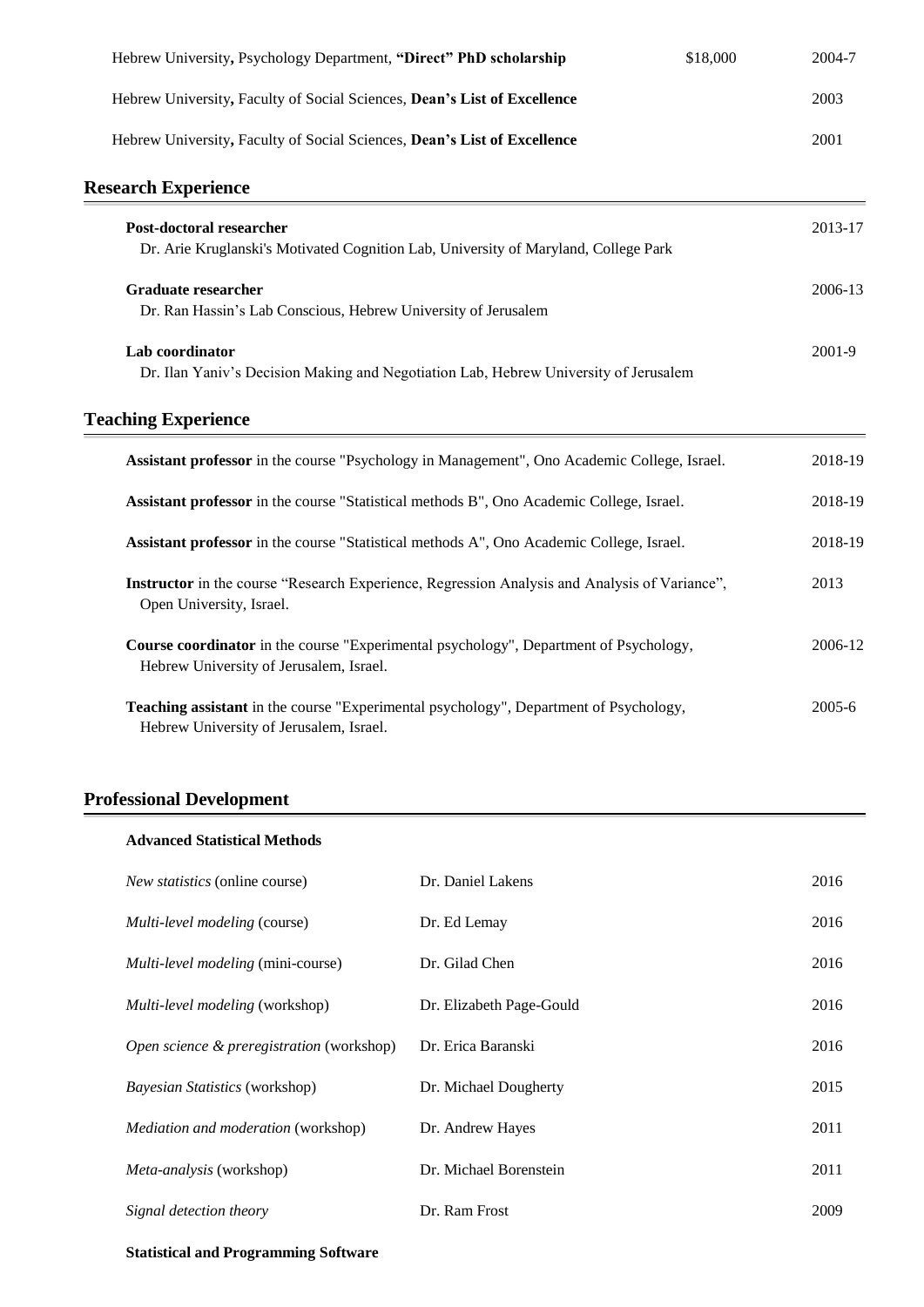Hebrew University**,** Psychology Department, **"Direct" PhD scholarship** $18,000 2004-7

Hebrew University**,** Faculty of Social Sciences, **Dean's List of Excellence** 2003

Hebrew University**,** Faculty of Social Sciences, **Dean's List of Excellence** 2001

## Research Experience

**Post-doctoral researcher** 2013-17
Dr. Arie Kruglanski's Motivated Cognition Lab, University of Maryland, College Park

**Graduate researcher** 2006-13
Dr. Ran Hassin's Lab Conscious, Hebrew University of Jerusalem

**Lab coordinator** 2001-9
Dr. Ilan Yaniv's Decision Making and Negotiation Lab, Hebrew University of Jerusalem

## Teaching Experience

**Assistant professor** in the course "Psychology in Management", Ono Academic College, Israel. 2018-19

**Assistant professor** in the course "Statistical methods B", Ono Academic College, Israel. 2018-19

**Assistant professor** in the course "Statistical methods A", Ono Academic College, Israel. 2018-19

**Instructor** in the course "Research Experience, Regression Analysis and Analysis of Variance", Open University, Israel. 2013

**Course coordinator** in the course "Experimental psychology", Department of Psychology, Hebrew University of Jerusalem, Israel. 2006-12

**Teaching assistant** in the course "Experimental psychology", Department of Psychology, Hebrew University of Jerusalem, Israel. 2005-6

## Professional Development

**Advanced Statistical Methods**

| | | |
|---|---|---|
| *New statistics* (online course) | Dr. Daniel Lakens | 2016 |
| *Multi-level modeling* (course) | Dr. Ed Lemay | 2016 |
| *Multi-level modeling* (mini-course) | Dr. Gilad Chen | 2016 |
| *Multi-level modeling* (workshop) | Dr. Elizabeth Page-Gould | 2016 |
| *Open science & preregistration* (workshop) | Dr. Erica Baranski | 2016 |
| *Bayesian Statistics* (workshop) | Dr. Michael Dougherty | 2015 |
| *Mediation and moderation* (workshop) | Dr. Andrew Hayes | 2011 |
| *Meta-analysis* (workshop) | Dr. Michael Borenstein | 2011 |
| *Signal detection theory* | Dr. Ram Frost | 2009 |

**Statistical and Programming Software**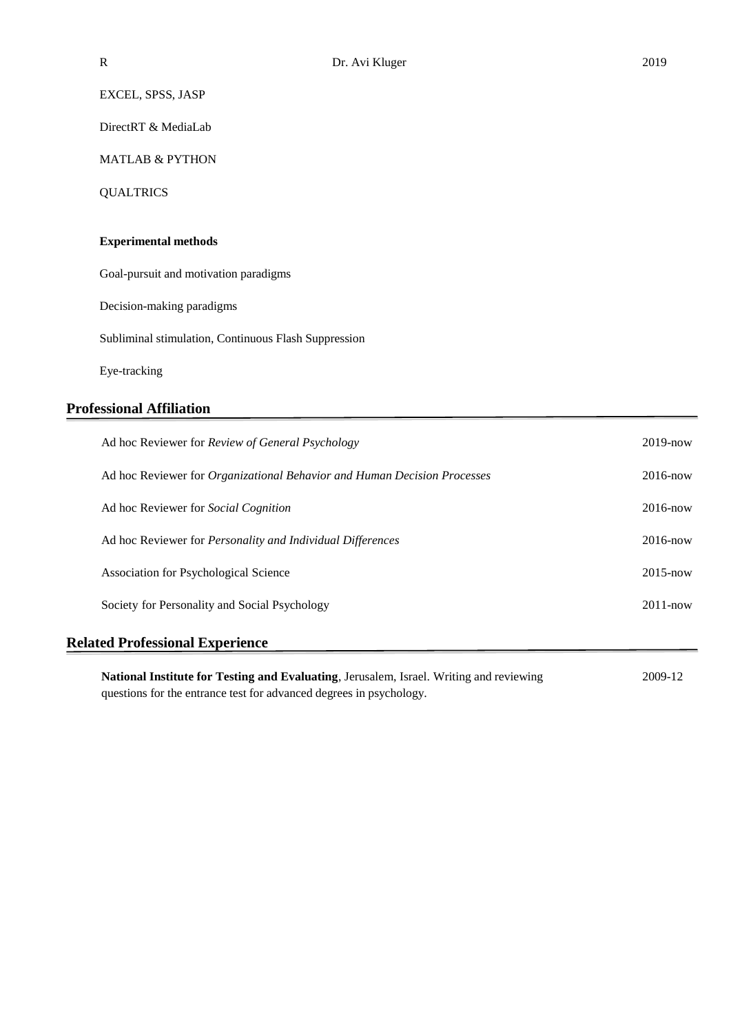R

EXCEL, SPSS, JASP

DirectRT & MediaLab

MATLAB & PYTHON

QUALTRICS

**Experimental methods**

Goal-pursuit and motivation paradigms

Decision-making paradigms

Subliminal stimulation, Continuous Flash Suppression

Eye-tracking

## Professional Affiliation

| | |
|---|---|
| Ad hoc Reviewer for *Review of General Psychology* | 2019-now |
| Ad hoc Reviewer for *Organizational Behavior and Human Decision Processes* | 2016-now |
| Ad hoc Reviewer for *Social Cognition* | 2016-now |
| Ad hoc Reviewer for *Personality and Individual Differences* | 2016-now |
| Association for Psychological Science | 2015-now |
| Society for Personality and Social Psychology | 2011-now |

## Related Professional Experience

| | |
|---|---|
| **National Institute for Testing and Evaluating**, Jerusalem, Israel. Writing and reviewing questions for the entrance test for advanced degrees in psychology. | 2009-12 |